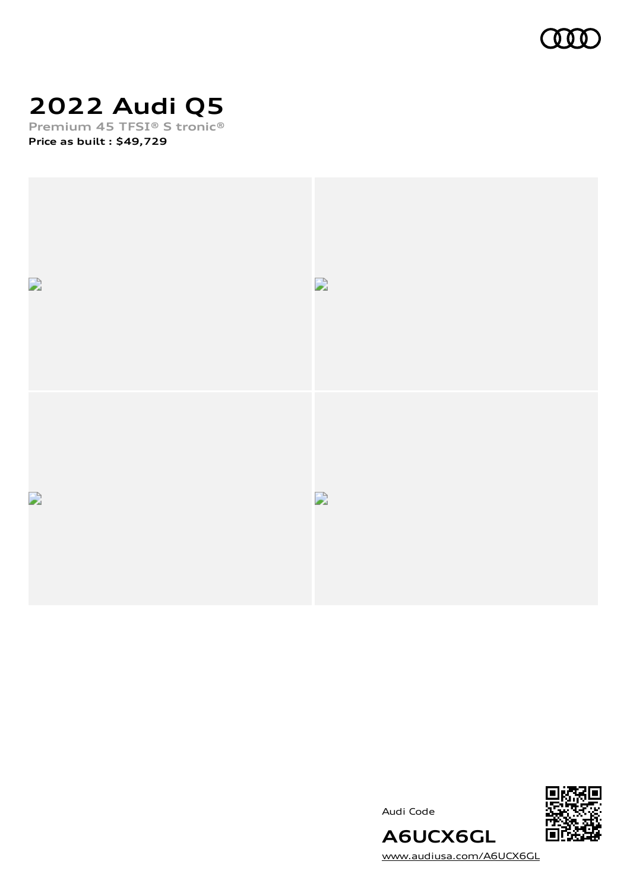# 2022 Audi Q5

**Premium 45 TFSI® S tronic®**

**Price as built : $49,729**

Audi Code

**A6UCX6GL**

www.audiusa.com/A6UCX6GL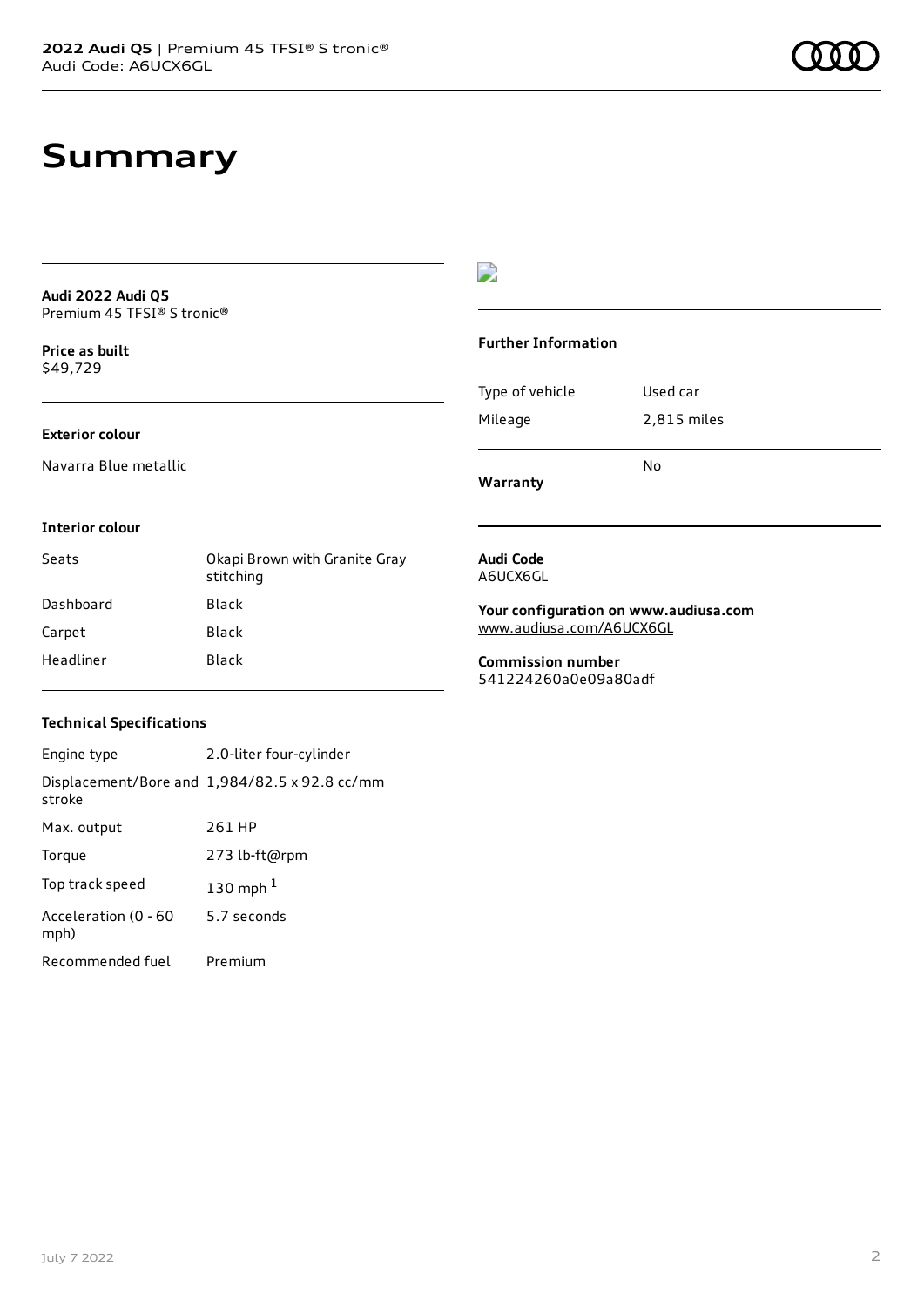# Summary

**Audi 2022 Audi Q5**
Premium 45 TFSI® S tronic®

**Price as built**
$49,729

### Exterior colour

Navarra Blue metallic

### Interior colour

| | |
|---|---|
| Seats | Okapi Brown with Granite Gray stitching |
| Dashboard | Black |
| Carpet | Black |
| Headliner | Black |

### Technical Specifications

| | |
|---|---|
| Engine type | 2.0-liter four-cylinder |
| Displacement/Bore and stroke | 1,984/82.5 x 92.8 cc/mm |
| Max. output | 261 HP |
| Torque | 273 lb-ft@rpm |
| Top track speed | 130 mph [1] |
| Acceleration (0 - 60 mph) | 5.7 seconds |
| Recommended fuel | Premium |

### Further Information

| | |
|---|---|
| Type of vehicle | Used car |
| Mileage | 2,815 miles |
| **Warranty** | No |

**Audi Code**
A6UCX6GL

**Your configuration on www.audiusa.com**
www.audiusa.com/A6UCX6GL

**Commission number**
541224260a0e09a80adf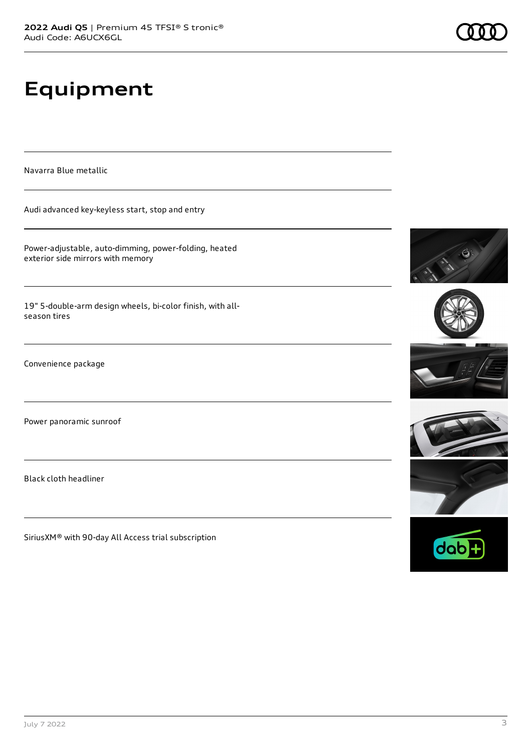# Equipment

Navarra Blue metallic

Audi advanced key-keyless start, stop and entry

Power-adjustable, auto-dimming, power-folding, heated exterior side mirrors with memory

19" 5-double-arm design wheels, bi-color finish, with all-season tires

Convenience package

Power panoramic sunroof

Black cloth headliner

SiriusXM® with 90-day All Access trial subscription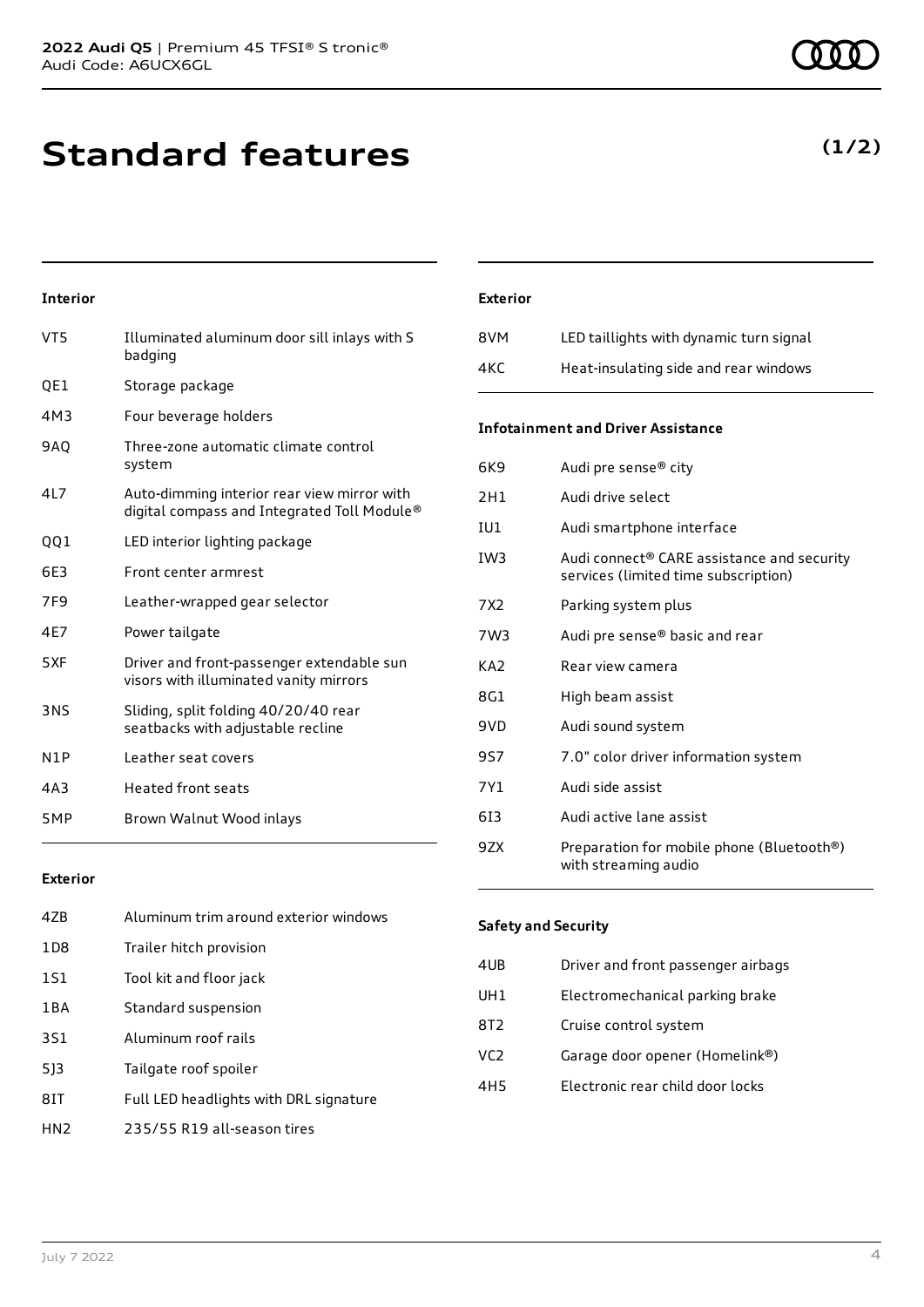# Standard features

**(1/2)**

### Interior

| | |
|---|---|
| VT5 | Illuminated aluminum door sill inlays with S badging |
| QE1 | Storage package |
| 4M3 | Four beverage holders |
| 9AQ | Three-zone automatic climate control system |
| 4L7 | Auto-dimming interior rear view mirror with digital compass and Integrated Toll Module® |
| QQ1 | LED interior lighting package |
| 6E3 | Front center armrest |
| 7F9 | Leather-wrapped gear selector |
| 4E7 | Power tailgate |
| 5XF | Driver and front-passenger extendable sun visors with illuminated vanity mirrors |
| 3NS | Sliding, split folding 40/20/40 rear seatbacks with adjustable recline |
| N1P | Leather seat covers |
| 4A3 | Heated front seats |
| 5MP | Brown Walnut Wood inlays |

### Exterior

| | |
|---|---|
| 4ZB | Aluminum trim around exterior windows |
| 1D8 | Trailer hitch provision |
| 1S1 | Tool kit and floor jack |
| 1BA | Standard suspension |
| 3S1 | Aluminum roof rails |
| 5J3 | Tailgate roof spoiler |
| 8IT | Full LED headlights with DRL signature |
| HN2 | 235/55 R19 all-season tires |

### Exterior

| | |
|---|---|
| 8VM | LED taillights with dynamic turn signal |
| 4KC | Heat-insulating side and rear windows |

### Infotainment and Driver Assistance

| | |
|---|---|
| 6K9 | Audi pre sense® city |
| 2H1 | Audi drive select |
| IU1 | Audi smartphone interface |
| IW3 | Audi connect® CARE assistance and security services (limited time subscription) |
| 7X2 | Parking system plus |
| 7W3 | Audi pre sense® basic and rear |
| KA2 | Rear view camera |
| 8G1 | High beam assist |
| 9VD | Audi sound system |
| 9S7 | 7.0" color driver information system |
| 7Y1 | Audi side assist |
| 6I3 | Audi active lane assist |
| 9ZX | Preparation for mobile phone (Bluetooth®) with streaming audio |

### Safety and Security

| | |
|---|---|
| 4UB | Driver and front passenger airbags |
| UH1 | Electromechanical parking brake |
| 8T2 | Cruise control system |
| VC2 | Garage door opener (Homelink®) |
| 4H5 | Electronic rear child door locks |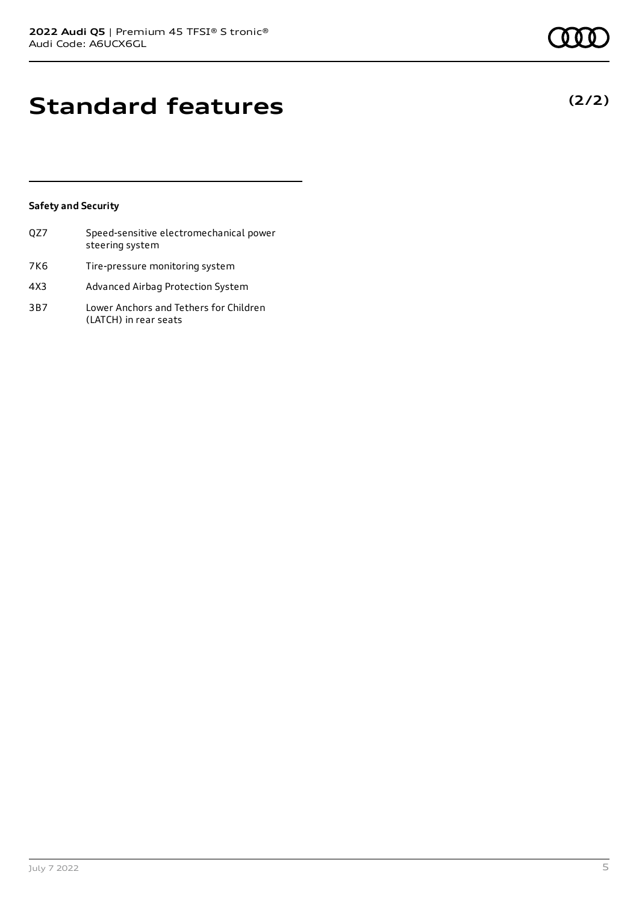# Standard features

**(2/2)**

### Safety and Security

| | |
|---|---|
| QZ7 | Speed-sensitive electromechanical power steering system |
| 7K6 | Tire-pressure monitoring system |
| 4X3 | Advanced Airbag Protection System |
| 3B7 | Lower Anchors and Tethers for Children (LATCH) in rear seats |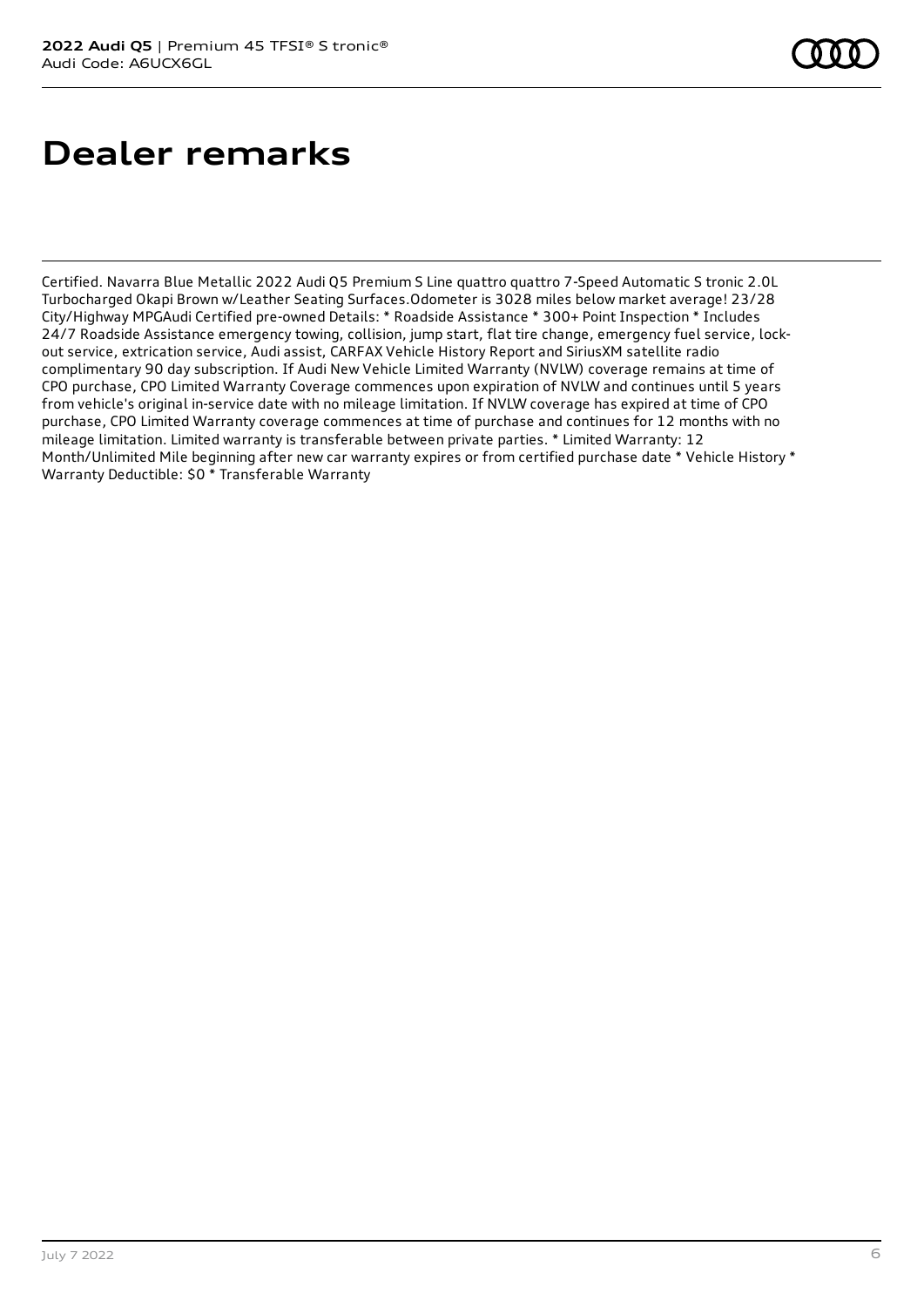# Dealer remarks

Certified. Navarra Blue Metallic 2022 Audi Q5 Premium S Line quattro quattro 7-Speed Automatic S tronic 2.0L Turbocharged Okapi Brown w/Leather Seating Surfaces.Odometer is 3028 miles below market average! 23/28 City/Highway MPGAudi Certified pre-owned Details: * Roadside Assistance * 300+ Point Inspection * Includes 24/7 Roadside Assistance emergency towing, collision, jump start, flat tire change, emergency fuel service, lock-out service, extrication service, Audi assist, CARFAX Vehicle History Report and SiriusXM satellite radio complimentary 90 day subscription. If Audi New Vehicle Limited Warranty (NVLW) coverage remains at time of CPO purchase, CPO Limited Warranty Coverage commences upon expiration of NVLW and continues until 5 years from vehicle's original in-service date with no mileage limitation. If NVLW coverage has expired at time of CPO purchase, CPO Limited Warranty coverage commences at time of purchase and continues for 12 months with no mileage limitation. Limited warranty is transferable between private parties. * Limited Warranty: 12 Month/Unlimited Mile beginning after new car warranty expires or from certified purchase date * Vehicle History * Warranty Deductible: $0 * Transferable Warranty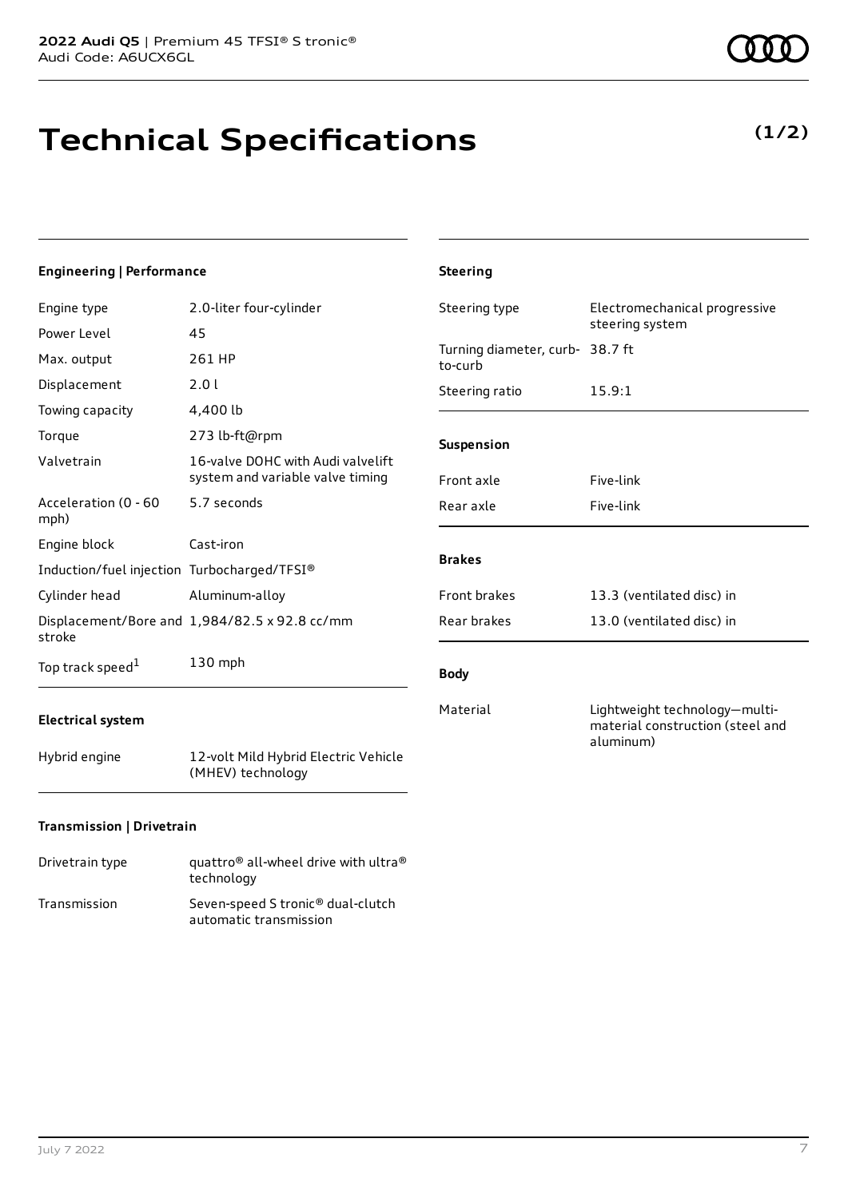# Technical Specifications

**(1/2)**

### Engineering | Performance

| | |
|---|---|
| Engine type | 2.0-liter four-cylinder |
| Power Level | 45 |
| Max. output | 261 HP |
| Displacement | 2.0 l |
| Towing capacity | 4,400 lb |
| Torque | 273 lb-ft@rpm |
| Valvetrain | 16-valve DOHC with Audi valvelift system and variable valve timing |
| Acceleration (0 - 60 mph) | 5.7 seconds |
| Engine block | Cast-iron |
| Induction/fuel injection | Turbocharged/TFSI® |
| Cylinder head | Aluminum-alloy |
| Displacement/Bore and stroke | 1,984/82.5 x 92.8 cc/mm |
| Top track speed[1] | 130 mph |

### Electrical system

| | |
|---|---|
| Hybrid engine | 12-volt Mild Hybrid Electric Vehicle (MHEV) technology |

### Transmission | Drivetrain

| | |
|---|---|
| Drivetrain type | quattro® all-wheel drive with ultra® technology |
| Transmission | Seven-speed S tronic® dual-clutch automatic transmission |

### Steering

| | |
|---|---|
| Steering type | Electromechanical progressive steering system |
| Turning diameter, curb-to-curb | 38.7 ft |
| Steering ratio | 15.9:1 |

### Suspension

| | |
|---|---|
| Front axle | Five-link |
| Rear axle | Five-link |

### Brakes

| | |
|---|---|
| Front brakes | 13.3 (ventilated disc) in |
| Rear brakes | 13.0 (ventilated disc) in |

### Body

| | |
|---|---|
| Material | Lightweight technology—multi-material construction (steel and aluminum) |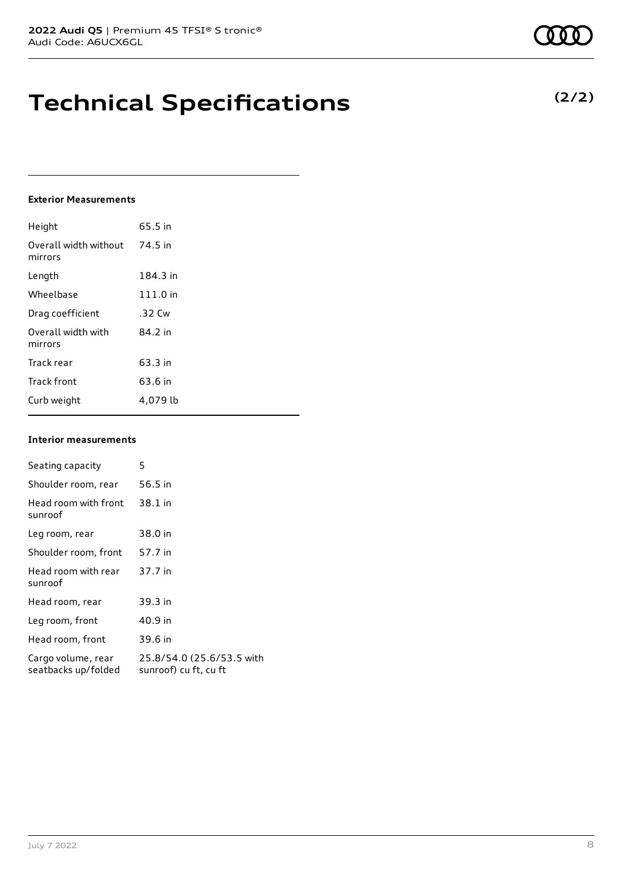# Technical Specifications

**(2/2)**

#### Exterior Measurements

| | |
|---|---|
| Height | 65.5 in |
| Overall width without mirrors | 74.5 in |
| Length | 184.3 in |
| Wheelbase | 111.0 in |
| Drag coefficient | .32 Cw |
| Overall width with mirrors | 84.2 in |
| Track rear | 63.3 in |
| Track front | 63.6 in |
| Curb weight | 4,079 lb |

#### Interior measurements

| | |
|---|---|
| Seating capacity | 5 |
| Shoulder room, rear | 56.5 in |
| Head room with front sunroof | 38.1 in |
| Leg room, rear | 38.0 in |
| Shoulder room, front | 57.7 in |
| Head room with rear sunroof | 37.7 in |
| Head room, rear | 39.3 in |
| Leg room, front | 40.9 in |
| Head room, front | 39.6 in |
| Cargo volume, rear seatbacks up/folded | 25.8/54.0 (25.6/53.5 with sunroof) cu ft, cu ft |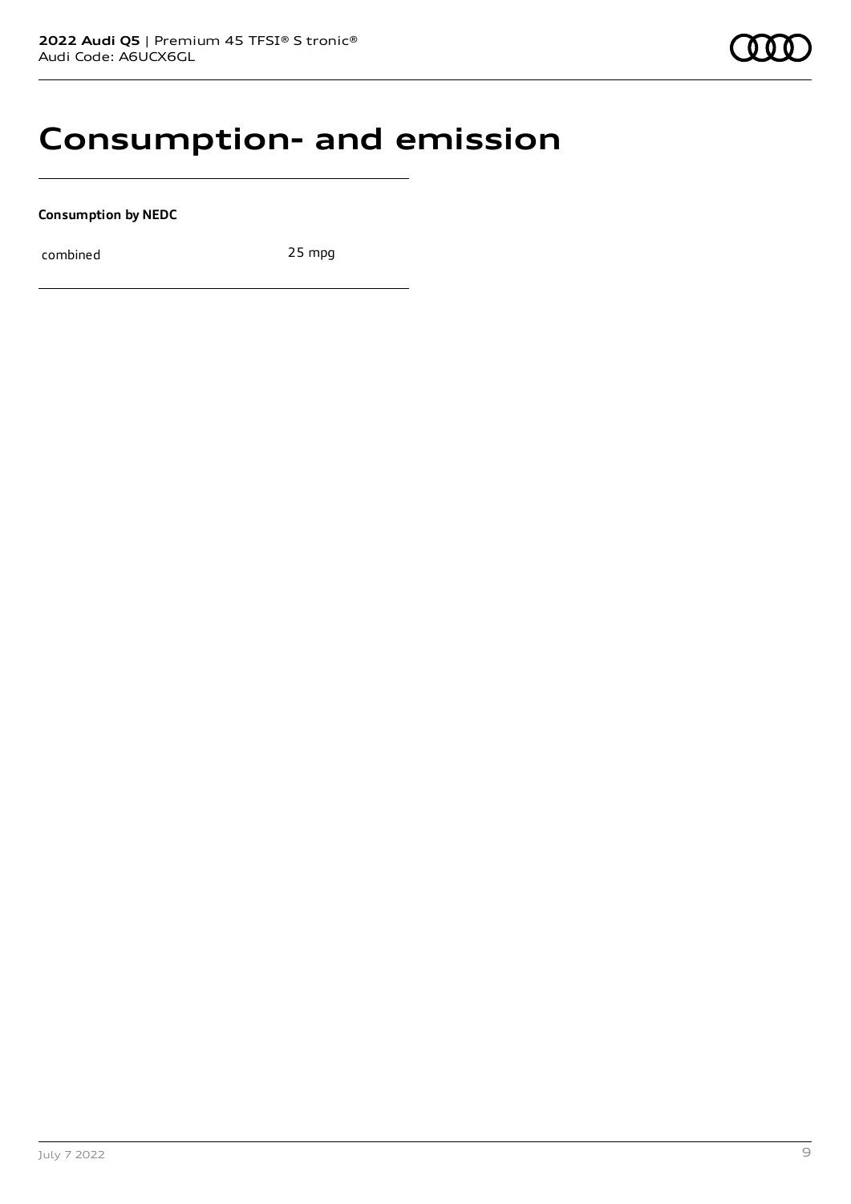# Consumption- and emission

**Consumption by NEDC**

| combined | 25 mpg |
| --- | --- |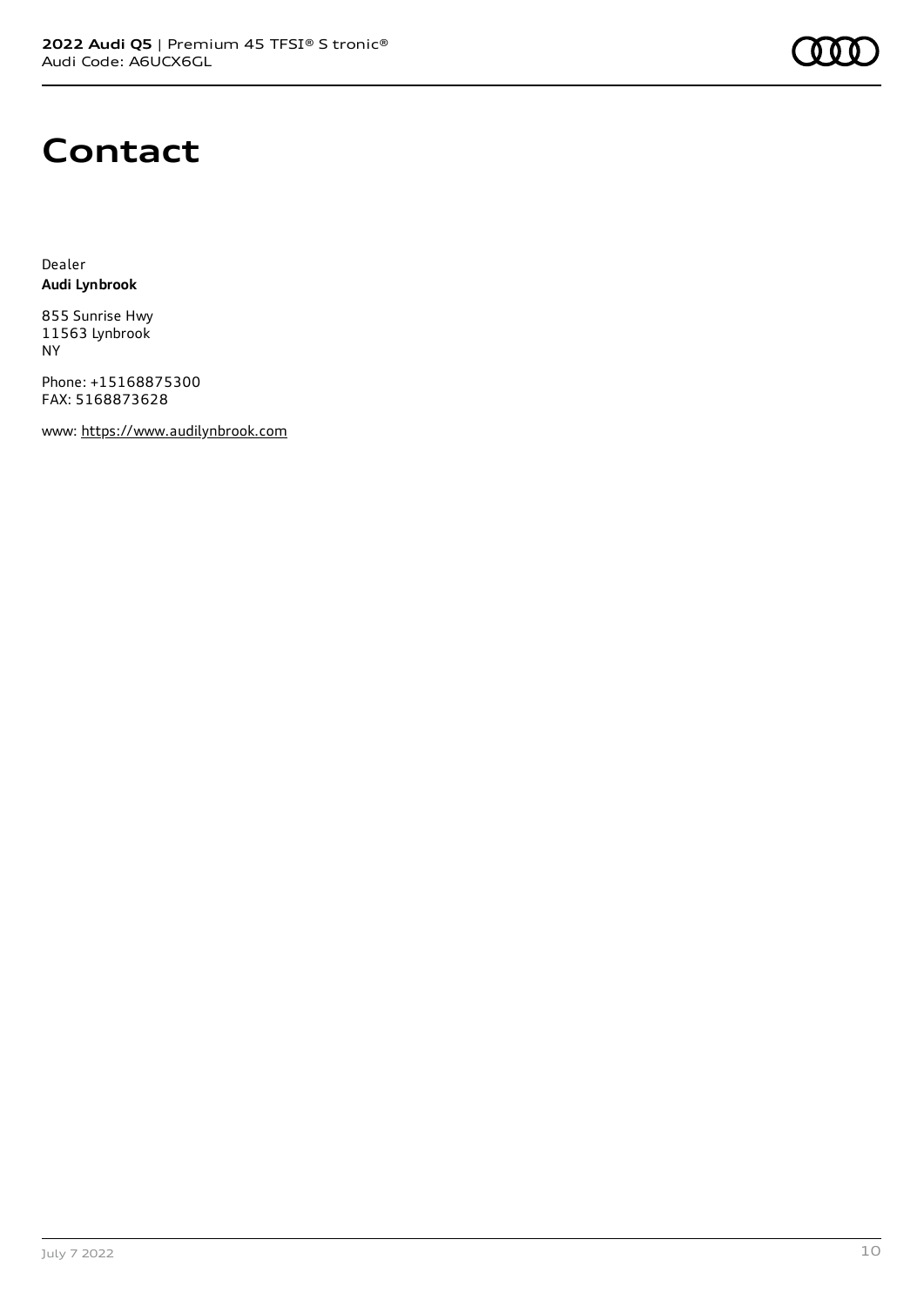# Contact

Dealer
**Audi Lynbrook**

855 Sunrise Hwy
11563 Lynbrook
NY

Phone: +15168875300
FAX: 5168873628

www: https://www.audilynbrook.com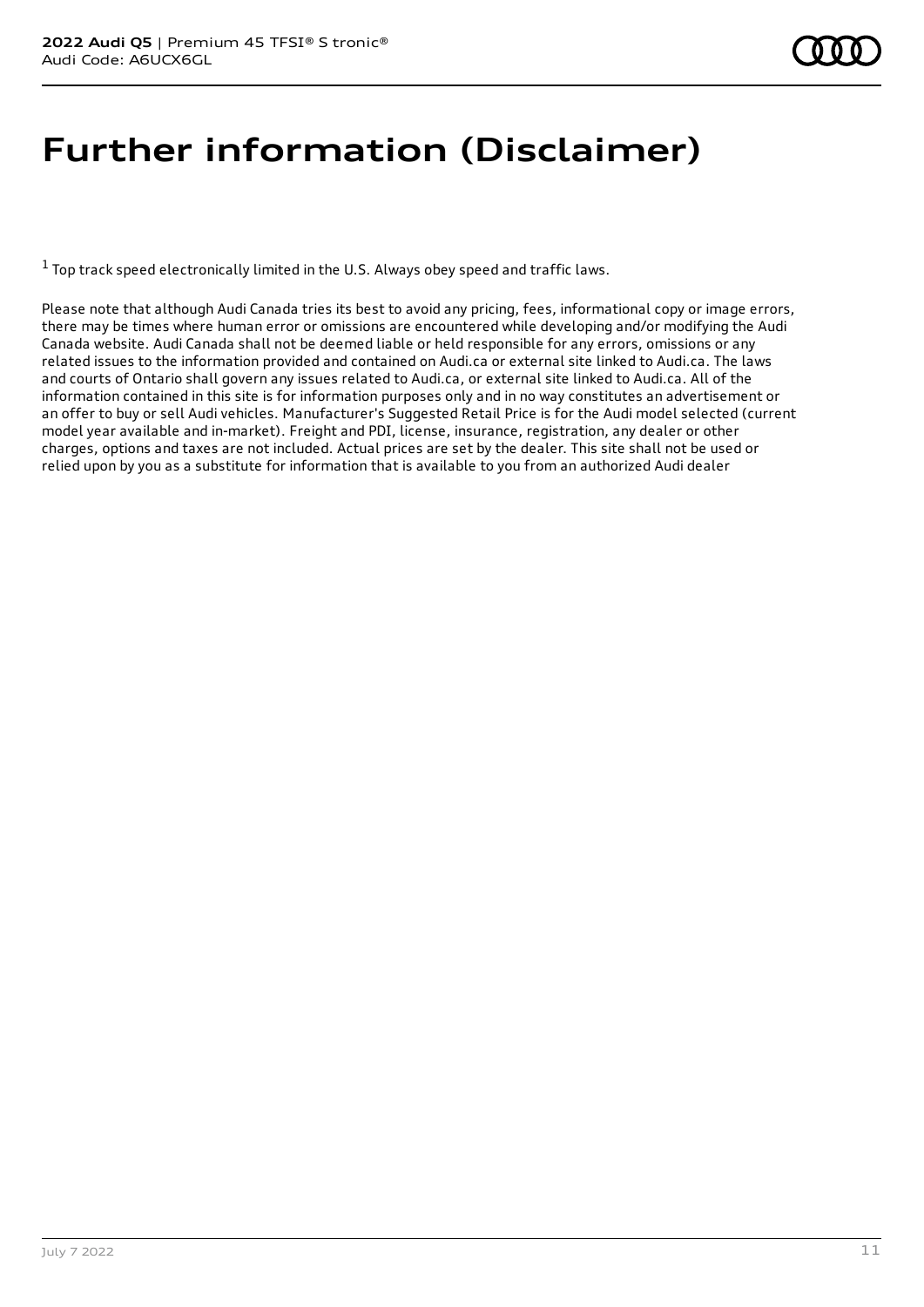# Further information (Disclaimer)

[1] Top track speed electronically limited in the U.S. Always obey speed and traffic laws.

Please note that although Audi Canada tries its best to avoid any pricing, fees, informational copy or image errors, there may be times where human error or omissions are encountered while developing and/or modifying the Audi Canada website. Audi Canada shall not be deemed liable or held responsible for any errors, omissions or any related issues to the information provided and contained on Audi.ca or external site linked to Audi.ca. The laws and courts of Ontario shall govern any issues related to Audi.ca, or external site linked to Audi.ca. All of the information contained in this site is for information purposes only and in no way constitutes an advertisement or an offer to buy or sell Audi vehicles. Manufacturer's Suggested Retail Price is for the Audi model selected (current model year available and in-market). Freight and PDI, license, insurance, registration, any dealer or other charges, options and taxes are not included. Actual prices are set by the dealer. This site shall not be used or relied upon by you as a substitute for information that is available to you from an authorized Audi dealer